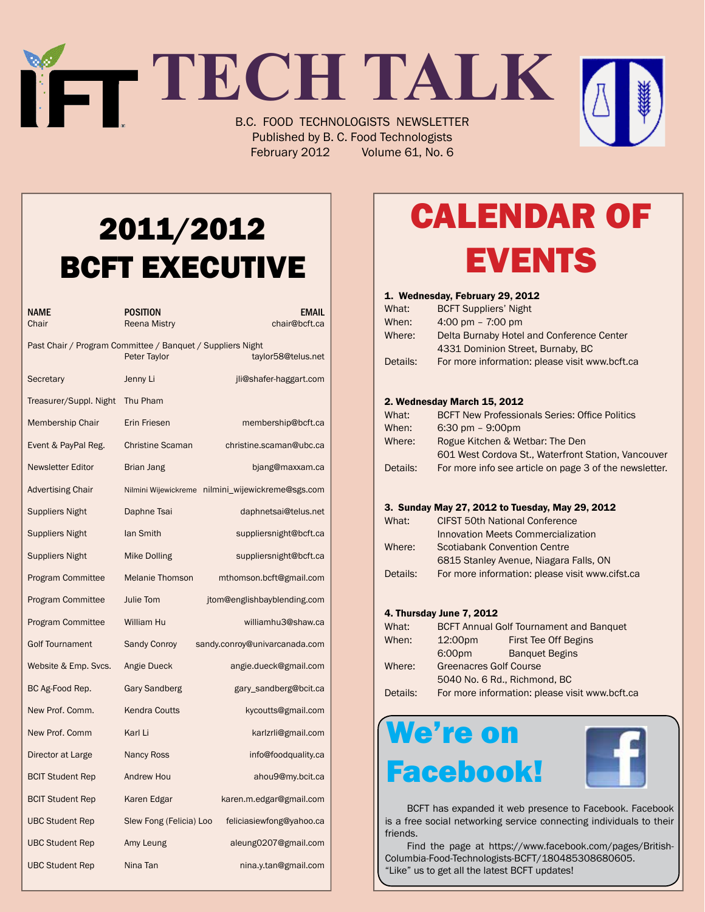# TECH TALK

B.C. FOOD TECHNOLOGISTS NEWSLETTER
Published by B. C. Food Technologists
February 2012 Volume 61, No. 6

## 2011/2012 BCFT EXECUTIVE

| NAME | POSITION | EMAIL |
|---|---|---|
| Chair | Reena Mistry | chair@bcft.ca |
| Past Chair / Program Committee / Banquet / Suppliers Night | Peter Taylor | taylor58@telus.net |
| Secretary | Jenny Li | jli@shafer-haggart.com |
| Treasurer/Suppl. Night | Thu Pham | |
| Membership Chair | Erin Friesen | membership@bcft.ca |
| Event & PayPal Reg. | Christine Scaman | christine.scaman@ubc.ca |
| Newsletter Editor | Brian Jang | bjang@maxxam.ca |
| Advertising Chair | Nilmini Wijewickreme | nilmini_wijewickreme@sgs.com |
| Suppliers Night | Daphne Tsai | daphnetsai@telus.net |
| Suppliers Night | Ian Smith | suppliersnight@bcft.ca |
| Suppliers Night | Mike Dolling | suppliersnight@bcft.ca |
| Program Committee | Melanie Thomson | mthomson.bcft@gmail.com |
| Program Committee | Julie Tom | jtom@englishbayblending.com |
| Program Committee | William Hu | williamhu3@shaw.ca |
| Golf Tournament | Sandy Conroy | sandy.conroy@univarcanada.com |
| Website & Emp. Svcs. | Angie Dueck | angie.dueck@gmail.com |
| BC Ag-Food Rep. | Gary Sandberg | gary_sandberg@bcit.ca |
| New Prof. Comm. | Kendra Coutts | kycoutts@gmail.com |
| New Prof. Comm | Karl Li | karlzrli@gmail.com |
| Director at Large | Nancy Ross | info@foodquality.ca |
| BCIT Student Rep | Andrew Hou | ahou9@my.bcit.ca |
| BCIT Student Rep | Karen Edgar | karen.m.edgar@gmail.com |
| UBC Student Rep | Slew Fong (Felicia) Loo | feliciasiewfong@yahoo.ca |
| UBC Student Rep | Amy Leung | aleung0207@gmail.com |
| UBC Student Rep | Nina Tan | nina.y.tan@gmail.com |

## CALENDAR OF EVENTS

**1. Wednesday, February 29, 2012**

What: BCFT Suppliers' Night
When: 4:00 pm – 7:00 pm
Where: Delta Burnaby Hotel and Conference Center
4331 Dominion Street, Burnaby, BC
Details: For more information: please visit www.bcft.ca

**2. Wednesday March 15, 2012**

What: BCFT New Professionals Series: Office Politics
When: 6:30 pm – 9:00pm
Where: Rogue Kitchen & Wetbar: The Den
601 West Cordova St., Waterfront Station, Vancouver
Details: For more info see article on page 3 of the newsletter.

**3. Sunday May 27, 2012 to Tuesday, May 29, 2012**

What: CIFST 50th National Conference
Innovation Meets Commercialization
Where: Scotiabank Convention Centre
6815 Stanley Avenue, Niagara Falls, ON
Details: For more information: please visit www.cifst.ca

**4. Thursday June 7, 2012**

What: BCFT Annual Golf Tournament and Banquet
When: 12:00pm First Tee Off Begins
6:00pm Banquet Begins
Where: Greenacres Golf Course
5040 No. 6 Rd., Richmond, BC
Details: For more information: please visit www.bcft.ca

## We're on Facebook!

BCFT has expanded it web presence to Facebook. Facebook is a free social networking service connecting individuals to their friends.

Find the page at https://www.facebook.com/pages/British-Columbia-Food-Technologists-BCFT/180485308680605. "Like" us to get all the latest BCFT updates!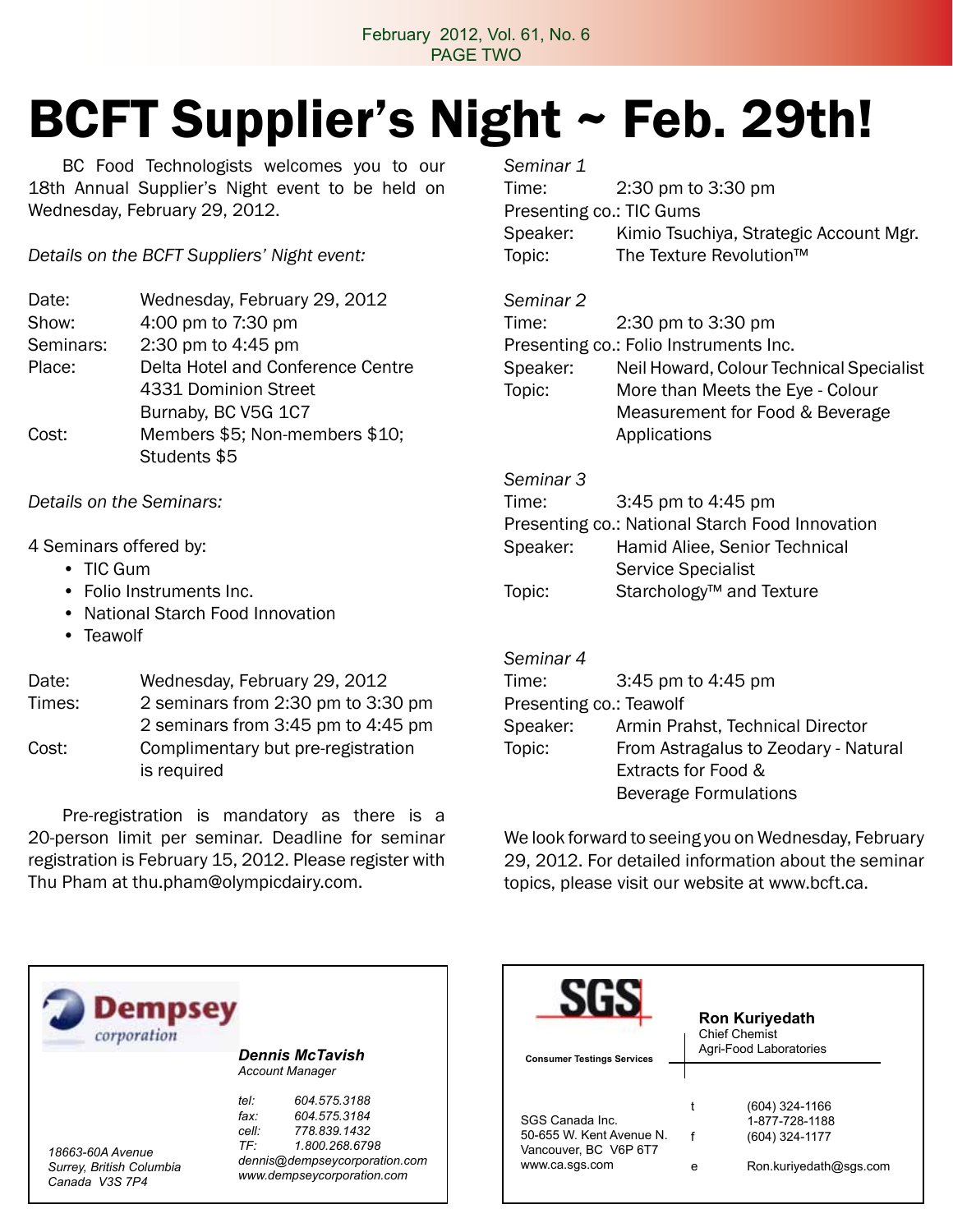# BCFT Supplier's Night ~ Feb. 29th!

BC Food Technologists welcomes you to our 18th Annual Supplier's Night event to be held on Wednesday, February 29, 2012.

*Details on the BCFT Suppliers' Night event:*

| | |
|---|---|
| Date: | Wednesday, February 29, 2012 |
| Show: | 4:00 pm to 7:30 pm |
| Seminars: | 2:30 pm to 4:45 pm |
| Place: | Delta Hotel and Conference Centre<br>4331 Dominion Street<br>Burnaby, BC V5G 1C7 |
| Cost: | Members $5; Non-members $10; Students $5 |

*Details on the Seminars:*

4 Seminars offered by:

- TIC Gum
- Folio Instruments Inc.
- National Starch Food Innovation
- Teawolf

| | |
|---|---|
| Date: | Wednesday, February 29, 2012 |
| Times: | 2 seminars from 2:30 pm to 3:30 pm<br>2 seminars from 3:45 pm to 4:45 pm |
| Cost: | Complimentary but pre-registration is required |

Pre-registration is mandatory as there is a 20-person limit per seminar. Deadline for seminar registration is February 15, 2012. Please register with Thu Pham at thu.pham@olympicdairy.com.

*Seminar 1*
Time: 2:30 pm to 3:30 pm
Presenting co.: TIC Gums
Speaker: Kimio Tsuchiya, Strategic Account Mgr.
Topic: The Texture Revolution™

*Seminar 2*
Time: 2:30 pm to 3:30 pm
Presenting co.: Folio Instruments Inc.
Speaker: Neil Howard, Colour Technical Specialist
Topic: More than Meets the Eye - Colour Measurement for Food & Beverage Applications

*Seminar 3*
Time: 3:45 pm to 4:45 pm
Presenting co.: National Starch Food Innovation
Speaker: Hamid Aliee, Senior Technical Service Specialist
Topic: Starchology™ and Texture

*Seminar 4*
Time: 3:45 pm to 4:45 pm
Presenting co.: Teawolf
Speaker: Armin Prahst, Technical Director
Topic: From Astragalus to Zeodary - Natural Extracts for Food & Beverage Formulations

We look forward to seeing you on Wednesday, February 29, 2012. For detailed information about the seminar topics, please visit our website at www.bcft.ca.

---

**Dempsey** corporation

***Dennis McTavish***
*Account Manager*

*tel: 604.575.3188*
*fax: 604.575.3184*
*cell: 778.839.1432*
*TF: 1.800.268.6798*
*dennis@dempseycorporation.com*
*www.dempseycorporation.com*

*18663-60A Avenue*
*Surrey, British Columbia*
*Canada V3S 7P4*

---

**SGS**

**Consumer Testings Services**

**Ron Kuriyedath**
Chief Chemist
Agri-Food Laboratories

SGS Canada Inc.
50-655 W. Kent Avenue N.
Vancouver, BC V6P 6T7
www.ca.sgs.com

t (604) 324-1166
1-877-728-1188
f (604) 324-1177
e Ron.kuriyedath@sgs.com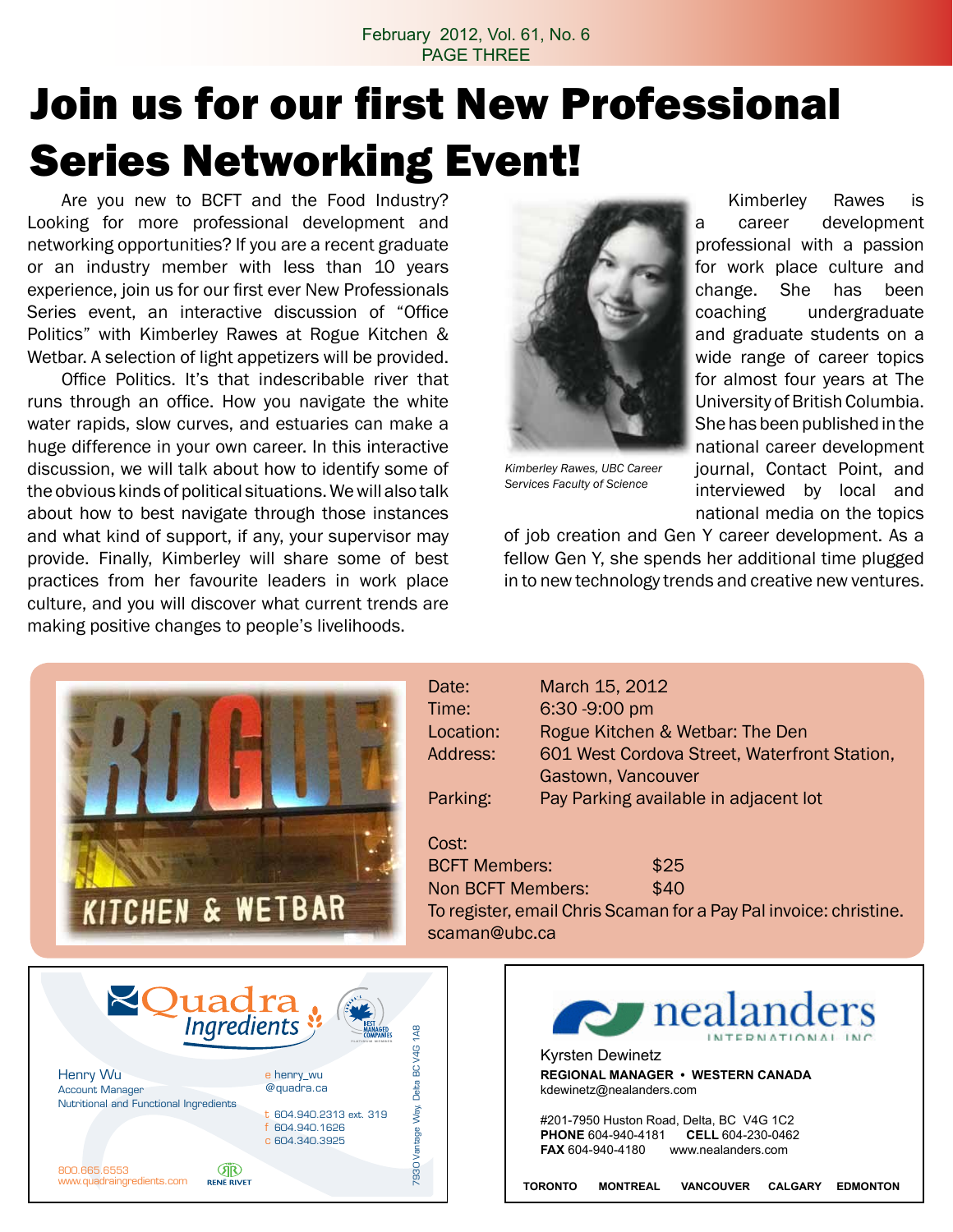# Join us for our first New Professional Series Networking Event!

Are you new to BCFT and the Food Industry? Looking for more professional development and networking opportunities? If you are a recent graduate or an industry member with less than 10 years experience, join us for our first ever New Professionals Series event, an interactive discussion of "Office Politics" with Kimberley Rawes at Rogue Kitchen & Wetbar. A selection of light appetizers will be provided.

Office Politics. It's that indescribable river that runs through an office. How you navigate the white water rapids, slow curves, and estuaries can make a huge difference in your own career. In this interactive discussion, we will talk about how to identify some of the obvious kinds of political situations. We will also talk about how to best navigate through those instances and what kind of support, if any, your supervisor may provide. Finally, Kimberley will share some of best practices from her favourite leaders in work place culture, and you will discover what current trends are making positive changes to people's livelihoods.

*Kimberley Rawes, UBC Career Services Faculty of Science*

Kimberley Rawes is a career development professional with a passion for work place culture and change. She has been coaching undergraduate and graduate students on a wide range of career topics for almost four years at The University of British Columbia. She has been published in the national career development journal, Contact Point, and interviewed by local and national media on the topics of job creation and Gen Y career development. As a fellow Gen Y, she spends her additional time plugged in to new technology trends and creative new ventures.

Date: March 15, 2012
Time: 6:30 -9:00 pm
Location: Rogue Kitchen & Wetbar: The Den
Address: 601 West Cordova Street, Waterfront Station, Gastown, Vancouver
Parking: Pay Parking available in adjacent lot

Cost:
BCFT Members: $25
Non BCFT Members: $40
To register, email Chris Scaman for a Pay Pal invoice: christine.scaman@ubc.ca

---

**Quadra Ingredients**
Henry Wu
Account Manager
Nutritional and Functional Ingredients
e henry_wu@quadra.ca
t 604.940.2313 ext. 319
f 604.940.1626
c 604.340.3925
7930 Vantage Way, Delta BC V4G 1A8
800.665.6553
www.quadraingredients.com
RENÉ RIVET

---

**nealanders INTERNATIONAL INC**
Kyrsten Dewinetz
**REGIONAL MANAGER • WESTERN CANADA**
kdewinetz@nealanders.com
#201-7950 Huston Road, Delta, BC V4G 1C2
**PHONE** 604-940-4181 **CELL** 604-230-0462
**FAX** 604-940-4180 www.nealanders.com
**TORONTO MONTREAL VANCOUVER CALGARY EDMONTON**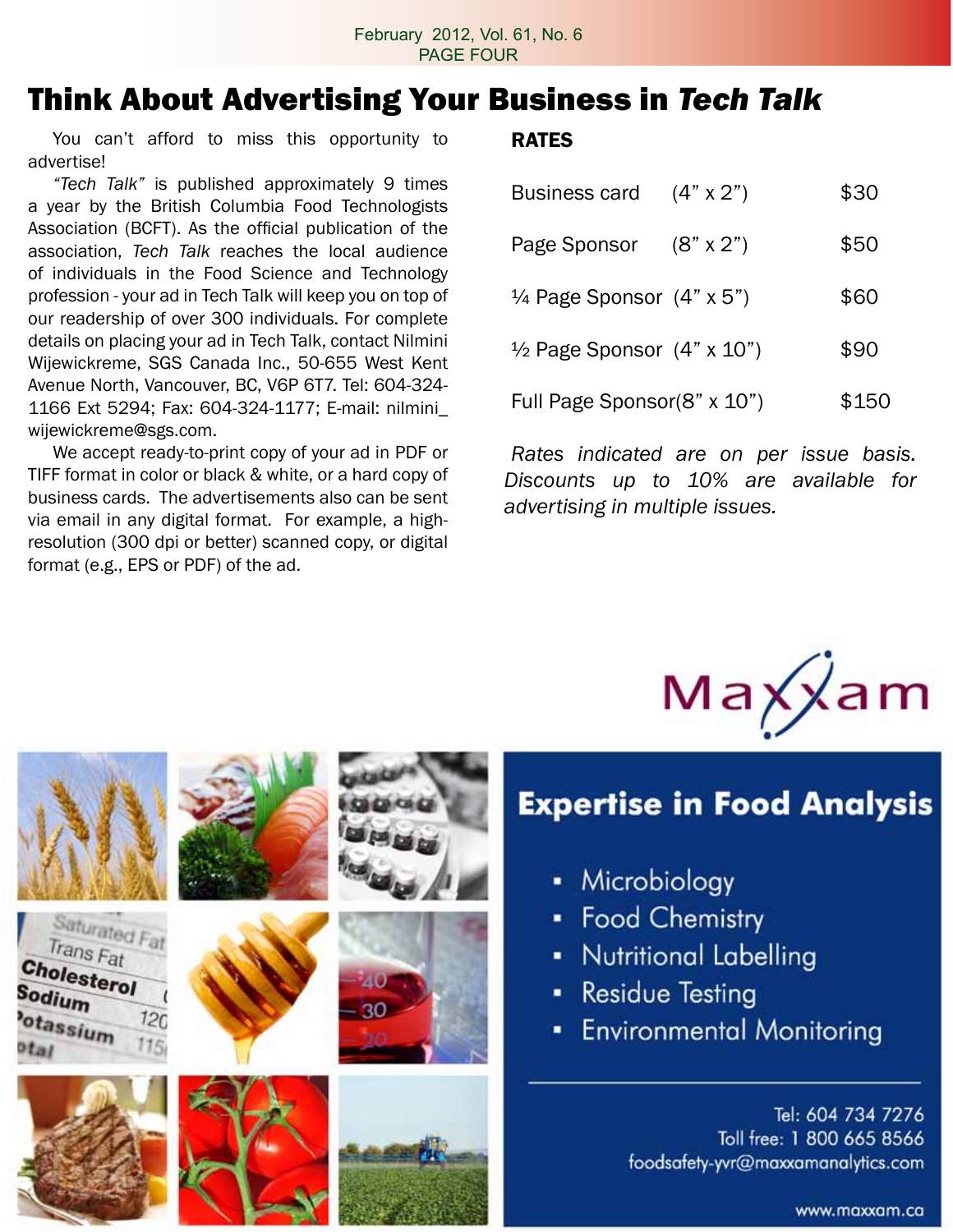# Think About Advertising Your Business in *Tech Talk*

You can't afford to miss this opportunity to advertise!

*"Tech Talk"* is published approximately 9 times a year by the British Columbia Food Technologists Association (BCFT). As the official publication of the association, *Tech Talk* reaches the local audience of individuals in the Food Science and Technology profession - your ad in Tech Talk will keep you on top of our readership of over 300 individuals. For complete details on placing your ad in Tech Talk, contact Nilmini Wijewickreme, SGS Canada Inc., 50-655 West Kent Avenue North, Vancouver, BC, V6P 6T7. Tel: 604-324-1166 Ext 5294; Fax: 604-324-1177; E-mail: nilmini_wijewickreme@sgs.com.

We accept ready-to-print copy of your ad in PDF or TIFF format in color or black & white, or a hard copy of business cards. The advertisements also can be sent via email in any digital format. For example, a high-resolution (300 dpi or better) scanned copy, or digital format (e.g., EPS or PDF) of the ad.

**RATES**

| | | |
|---|---|---|
| Business card | (4" x 2") | $30 |
| Page Sponsor | (8" x 2") | $50 |
| ¼ Page Sponsor | (4" x 5") | $60 |
| ½ Page Sponsor | (4" x 10") | $90 |
| Full Page Sponsor | (8" x 10") | $150 |

*Rates indicated are on per issue basis. Discounts up to 10% are available for advertising in multiple issues.*

Maxxam

## Expertise in Food Analysis

- Microbiology
- Food Chemistry
- Nutritional Labelling
- Residue Testing
- Environmental Monitoring

Tel: 604 734 7276
Toll free: 1 800 665 8566
foodsafety-yvr@maxxamanalytics.com

www.maxxam.ca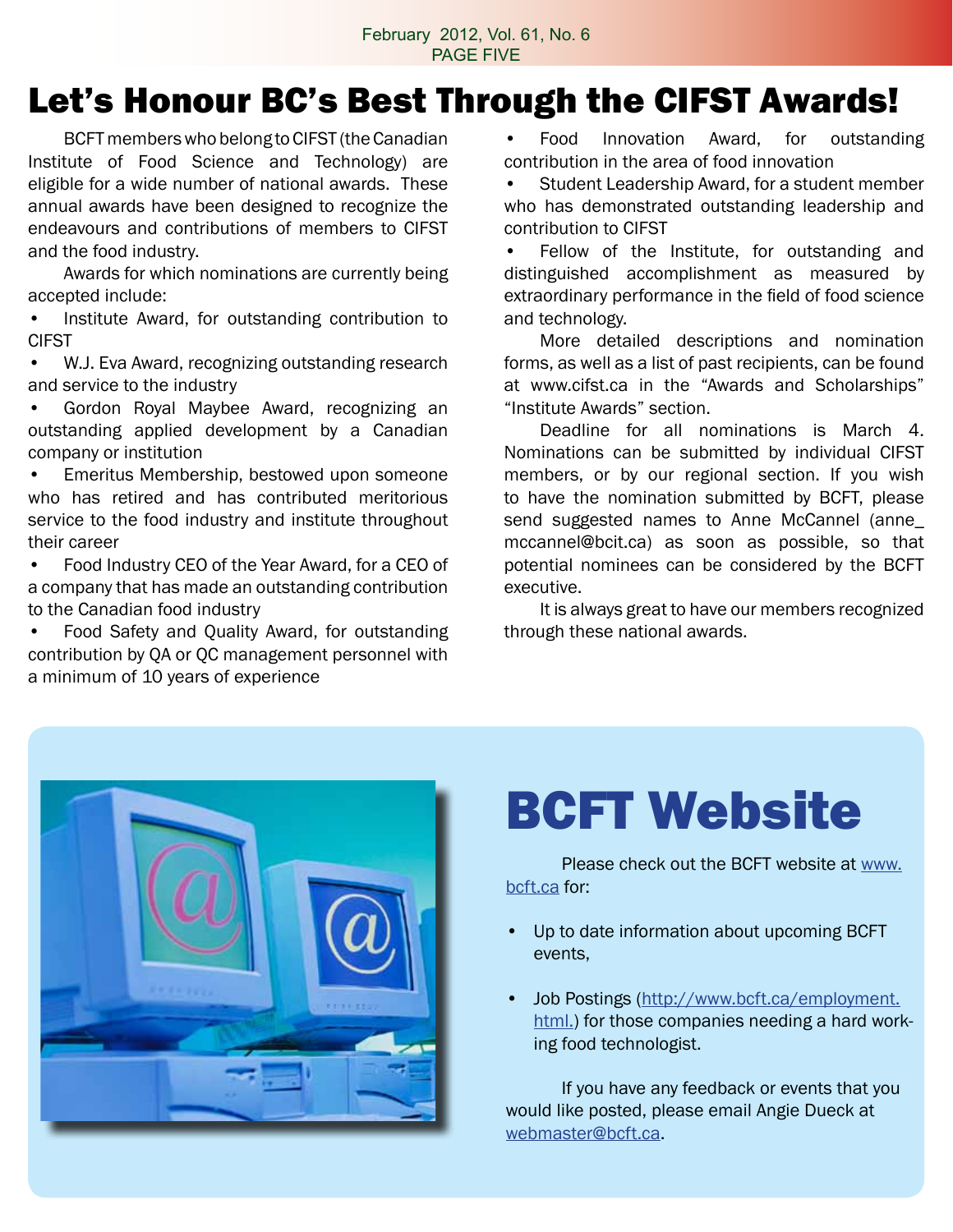# Let's Honour BC's Best Through the CIFST Awards!

BCFT members who belong to CIFST (the Canadian Institute of Food Science and Technology) are eligible for a wide number of national awards. These annual awards have been designed to recognize the endeavours and contributions of members to CIFST and the food industry.

Awards for which nominations are currently being accepted include:

- Institute Award, for outstanding contribution to CIFST
- W.J. Eva Award, recognizing outstanding research and service to the industry
- Gordon Royal Maybee Award, recognizing an outstanding applied development by a Canadian company or institution
- Emeritus Membership, bestowed upon someone who has retired and has contributed meritorious service to the food industry and institute throughout their career
- Food Industry CEO of the Year Award, for a CEO of a company that has made an outstanding contribution to the Canadian food industry
- Food Safety and Quality Award, for outstanding contribution by QA or QC management personnel with a minimum of 10 years of experience
- Food Innovation Award, for outstanding contribution in the area of food innovation
- Student Leadership Award, for a student member who has demonstrated outstanding leadership and contribution to CIFST
- Fellow of the Institute, for outstanding and distinguished accomplishment as measured by extraordinary performance in the field of food science and technology.

More detailed descriptions and nomination forms, as well as a list of past recipients, can be found at www.cifst.ca in the "Awards and Scholarships" "Institute Awards" section.

Deadline for all nominations is March 4. Nominations can be submitted by individual CIFST members, or by our regional section. If you wish to have the nomination submitted by BCFT, please send suggested names to Anne McCannel (anne_mccannel@bcit.ca) as soon as possible, so that potential nominees can be considered by the BCFT executive.

It is always great to have our members recognized through these national awards.

# BCFT Website

Please check out the BCFT website at www.bcft.ca for:

- Up to date information about upcoming BCFT events,
- Job Postings (http://www.bcft.ca/employment.html.) for those companies needing a hard working food technologist.

If you have any feedback or events that you would like posted, please email Angie Dueck at webmaster@bcft.ca.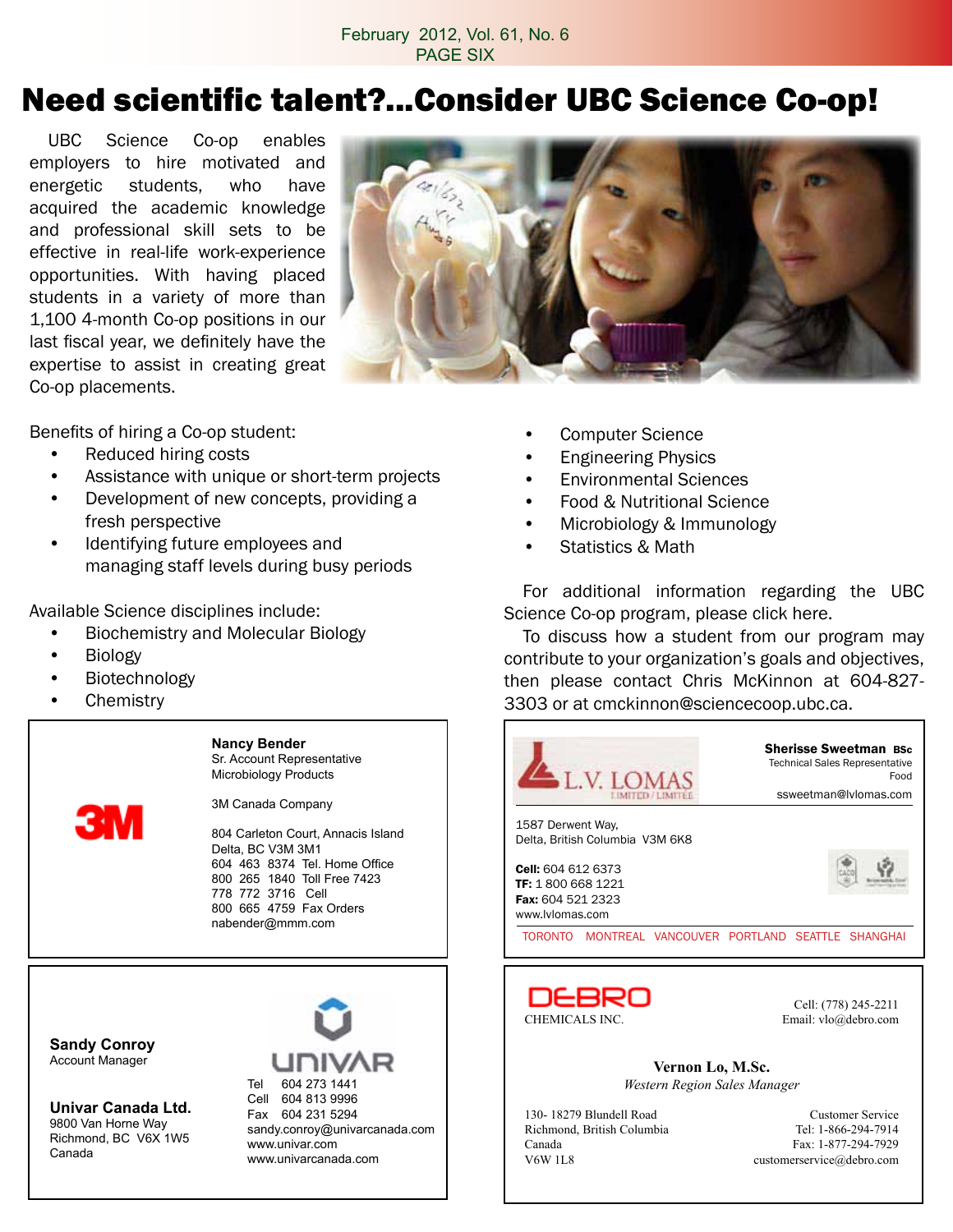# Need scientific talent?...Consider UBC Science Co-op!

UBC Science Co-op enables employers to hire motivated and energetic students, who have acquired the academic knowledge and professional skill sets to be effective in real-life work-experience opportunities. With having placed students in a variety of more than 1,100 4-month Co-op positions in our last fiscal year, we definitely have the expertise to assist in creating great Co-op placements.

Benefits of hiring a Co-op student:

- Reduced hiring costs
- Assistance with unique or short-term projects
- Development of new concepts, providing a fresh perspective
- Identifying future employees and managing staff levels during busy periods

Available Science disciplines include:

- Biochemistry and Molecular Biology
- Biology
- Biotechnology
- Chemistry
- Computer Science
- Engineering Physics
- Environmental Sciences
- Food & Nutritional Science
- Microbiology & Immunology
- Statistics & Math

For additional information regarding the UBC Science Co-op program, please click here.

To discuss how a student from our program may contribute to your organization's goals and objectives, then please contact Chris McKinnon at 604-827-3303 or at cmckinnon@sciencecoop.ubc.ca.

---

**3M**

**Nancy Bender**
Sr. Account Representative
Microbiology Products

3M Canada Company

804 Carleton Court, Annacis Island
Delta, BC V3M 3M1
604 463 8374 Tel. Home Office
800 265 1840 Toll Free 7423
778 772 3716 Cell
800 665 4759 Fax Orders
nabender@mmm.com

---

**L.V. LOMAS** LIMITED / LIMITÉE

**Sherisse Sweetman BSc**
Technical Sales Representative
Food
ssweetman@lvlomas.com

1587 Derwent Way,
Delta, British Columbia V3M 6K8

**Cell:** 604 612 6373
**TF:** 1 800 668 1221
**Fax:** 604 521 2323
www.lvlomas.com

TORONTO MONTREAL VANCOUVER PORTLAND SEATTLE SHANGHAI

---

**UNIVAR**

**Sandy Conroy**
Account Manager

**Univar Canada Ltd.**
9800 Van Horne Way
Richmond, BC V6X 1W5
Canada

Tel 604 273 1441
Cell 604 813 9996
Fax 604 231 5294
sandy.conroy@univarcanada.com
www.univar.com
www.univarcanada.com

---

**DEBRO** CHEMICALS INC.

Cell: (778) 245-2211
Email: vlo@debro.com

**Vernon Lo, M.Sc.**
*Western Region Sales Manager*

130- 18279 Blundell Road
Richmond, British Columbia
Canada
V6W 1L8

Customer Service
Tel: 1-866-294-7914
Fax: 1-877-294-7929
customerservice@debro.com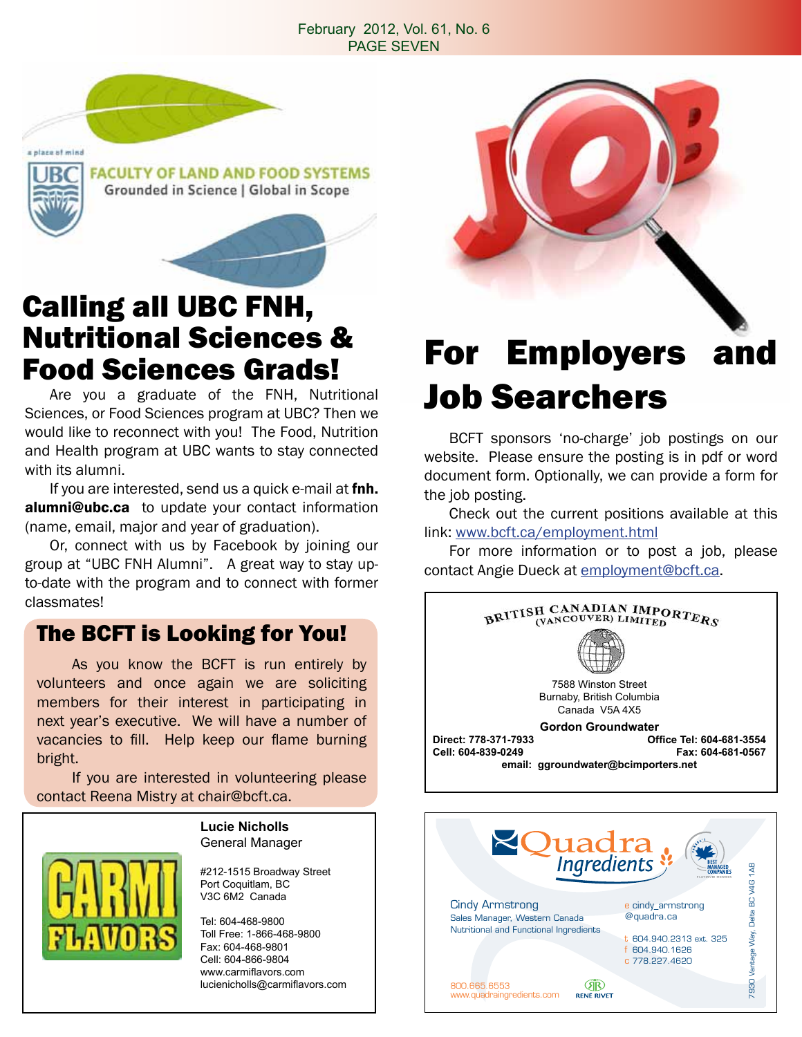a place of mind

UBC FACULTY OF LAND AND FOOD SYSTEMS
Grounded in Science | Global in Scope

# Calling all UBC FNH, Nutritional Sciences & Food Sciences Grads!

Are you a graduate of the FNH, Nutritional Sciences, or Food Sciences program at UBC? Then we would like to reconnect with you! The Food, Nutrition and Health program at UBC wants to stay connected with its alumni.

If you are interested, send us a quick e-mail at **fnh.alumni@ubc.ca** to update your contact information (name, email, major and year of graduation).

Or, connect with us by Facebook by joining our group at "UBC FNH Alumni". A great way to stay up-to-date with the program and to connect with former classmates!

## The BCFT is Looking for You!

As you know the BCFT is run entirely by volunteers and once again we are soliciting members for their interest in participating in next year's executive. We will have a number of vacancies to fill. Help keep our flame burning bright.

If you are interested in volunteering please contact Reena Mistry at chair@bcft.ca.

CARMI FLAVORS

**Lucie Nicholls**
General Manager

#212-1515 Broadway Street
Port Coquitlam, BC
V3C 6M2 Canada

Tel: 604-468-9800
Toll Free: 1-866-468-9800
Fax: 604-468-9801
Cell: 604-866-9804
www.carmiflavors.com
lucienicholls@carmiflavors.com

# For Employers and Job Searchers

BCFT sponsors 'no-charge' job postings on our website. Please ensure the posting is in pdf or word document form. Optionally, we can provide a form for the job posting.

Check out the current positions available at this link: www.bcft.ca/employment.html

For more information or to post a job, please contact Angie Dueck at employment@bcft.ca.

BRITISH CANADIAN IMPORTERS (VANCOUVER) LIMITED

7588 Winston Street
Burnaby, British Columbia
Canada V5A 4X5

**Gordon Groundwater**
**Direct: 778-371-7933** **Office Tel: 604-681-3554**
**Cell: 604-839-0249** **Fax: 604-681-0567**
**email: ggroundwater@bcimporters.net**

Quadra Ingredients

Canada's Best Managed Companies — Platinum Member

Cindy Armstrong
Sales Manager, Western Canada
Nutritional and Functional Ingredients

e cindy_armstrong@quadra.ca
t 604.940.2313 ext. 325
f 604.940.1626
c 778.227.4620

800.665.6553
www.quadraingredients.com

RENÉ RIVET

7930 Vantage Way, Delta BC V4G 1A8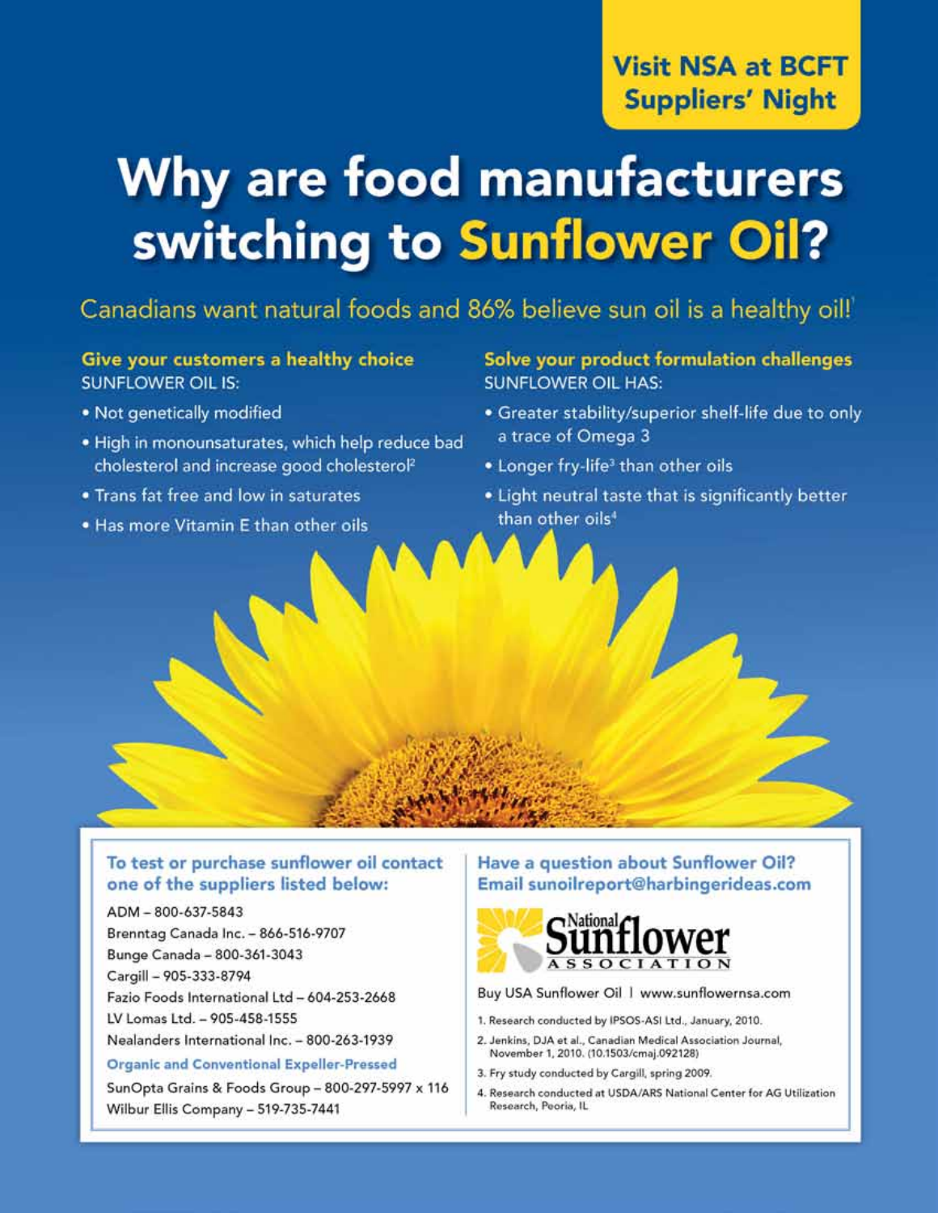**Visit NSA at BCFT Suppliers' Night**

# Why are food manufacturers switching to Sunflower Oil?

Canadians want natural foods and 86% believe sun oil is a healthy oil![1]

### Give your customers a healthy choice

SUNFLOWER OIL IS:

- Not genetically modified
- High in monounsaturates, which help reduce bad cholesterol and increase good cholesterol[2]
- Trans fat free and low in saturates
- Has more Vitamin E than other oils

### Solve your product formulation challenges

SUNFLOWER OIL HAS:

- Greater stability/superior shelf-life due to only a trace of Omega 3
- Longer fry-life[3] than other oils
- Light neutral taste that is significantly better than other oils[4]

### To test or purchase sunflower oil contact one of the suppliers listed below:

ADM – 800-637-5843
Brenntag Canada Inc. – 866-516-9707
Bunge Canada – 800-361-3043
Cargill – 905-333-8794
Fazio Foods International Ltd – 604-253-2668
LV Lomas Ltd. – 905-458-1555
Nealanders International Inc. – 800-263-1939

**Organic and Conventional Expeller-Pressed**

SunOpta Grains & Foods Group – 800-297-5997 x 116
Wilbur Ellis Company – 519-735-7441

### Have a question about Sunflower Oil? Email sunoilreport@harbingerideas.com

National Sunflower Association

Buy USA Sunflower Oil | www.sunflowernsa.com

1. Research conducted by IPSOS-ASI Ltd., January, 2010.
2. Jenkins, DJA et al., Canadian Medical Association Journal, November 1, 2010. (10.1503/cmaj.092128)
3. Fry study conducted by Cargill, spring 2009.
4. Research conducted at USDA/ARS National Center for AG Utilization Research, Peoria, IL